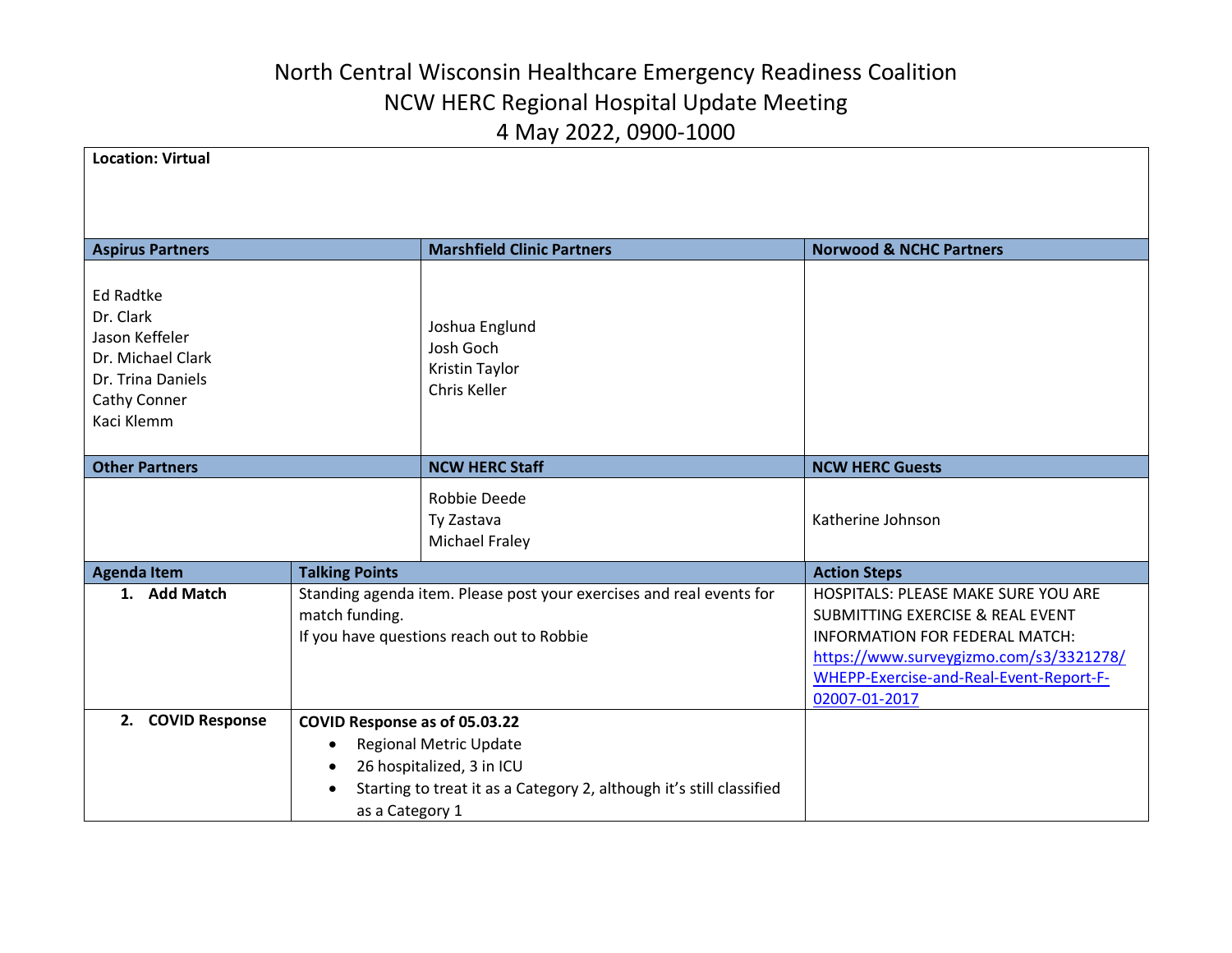# North Central Wisconsin Healthcare Emergency Readiness Coalition
## NCW HERC Regional Hospital Update Meeting
### 4 May 2022, 0900-1000

**Location: Virtual**

| Aspirus Partners | Marshfield Clinic Partners | Norwood & NCHC Partners |
|---|---|---|
| Ed Radtke<br>Dr. Clark<br>Jason Keffeler<br>Dr. Michael Clark<br>Dr. Trina Daniels<br>Cathy Conner<br>Kaci Klemm | Joshua Englund<br>Josh Goch<br>Kristin Taylor<br>Chris Keller | |

| Other Partners | NCW HERC Staff | NCW HERC Guests |
|---|---|---|
| | Robbie Deede<br>Ty Zastava<br>Michael Fraley | Katherine Johnson |

| Agenda Item | Talking Points | Action Steps |
|---|---|---|
| **1. Add Match** | Standing agenda item. Please post your exercises and real events for match funding.<br>If you have questions reach out to Robbie | HOSPITALS: PLEASE MAKE SURE YOU ARE SUBMITTING EXERCISE & REAL EVENT INFORMATION FOR FEDERAL MATCH: https://www.surveygizmo.com/s3/3321278/WHEPP-Exercise-and-Real-Event-Report-F-02007-01-2017 |
| **2. COVID Response** | **COVID Response as of 05.03.22**<br>• Regional Metric Update<br>• 26 hospitalized, 3 in ICU<br>• Starting to treat it as a Category 2, although it's still classified as a Category 1 | |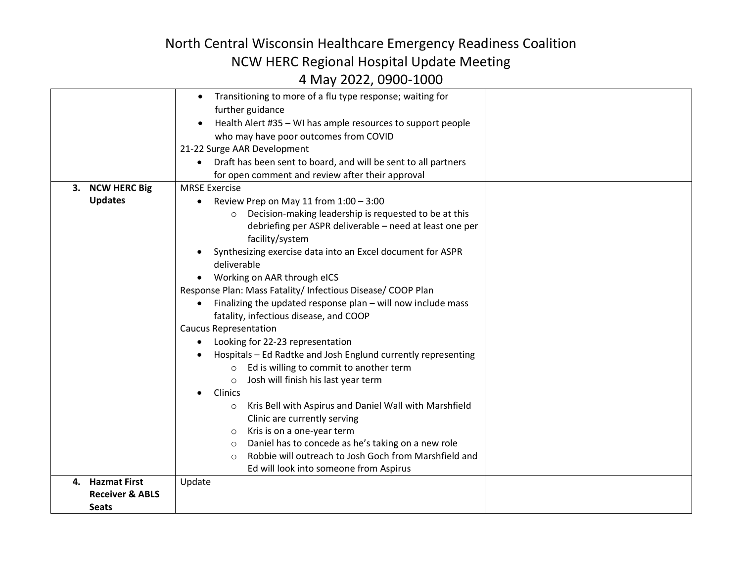# North Central Wisconsin Healthcare Emergency Readiness Coalition

## NCW HERC Regional Hospital Update Meeting

## 4 May 2022, 0900-1000

| | | |
|---|---|---|
| | • Transitioning to more of a flu type response; waiting for further guidance<br>• Health Alert #35 – WI has ample resources to support people who may have poor outcomes from COVID<br>21-22 Surge AAR Development<br>• Draft has been sent to board, and will be sent to all partners for open comment and review after their approval | |
| **3. NCW HERC Big Updates** | MRSE Exercise<br>• Review Prep on May 11 from 1:00 – 3:00<br>&nbsp;&nbsp;&nbsp;&nbsp;○ Decision-making leadership is requested to be at this debriefing per ASPR deliverable – need at least one per facility/system<br>• Synthesizing exercise data into an Excel document for ASPR deliverable<br>• Working on AAR through eICS<br>Response Plan: Mass Fatality/ Infectious Disease/ COOP Plan<br>• Finalizing the updated response plan – will now include mass fatality, infectious disease, and COOP<br>Caucus Representation<br>• Looking for 22-23 representation<br>• Hospitals – Ed Radtke and Josh Englund currently representing<br>&nbsp;&nbsp;&nbsp;&nbsp;○ Ed is willing to commit to another term<br>&nbsp;&nbsp;&nbsp;&nbsp;○ Josh will finish his last year term<br>• Clinics<br>&nbsp;&nbsp;&nbsp;&nbsp;○ Kris Bell with Aspirus and Daniel Wall with Marshfield Clinic are currently serving<br>&nbsp;&nbsp;&nbsp;&nbsp;○ Kris is on a one-year term<br>&nbsp;&nbsp;&nbsp;&nbsp;○ Daniel has to concede as he's taking on a new role<br>&nbsp;&nbsp;&nbsp;&nbsp;○ Robbie will outreach to Josh Goch from Marshfield and Ed will look into someone from Aspirus | |
| **4. Hazmat First Receiver & ABLS Seats** | Update | |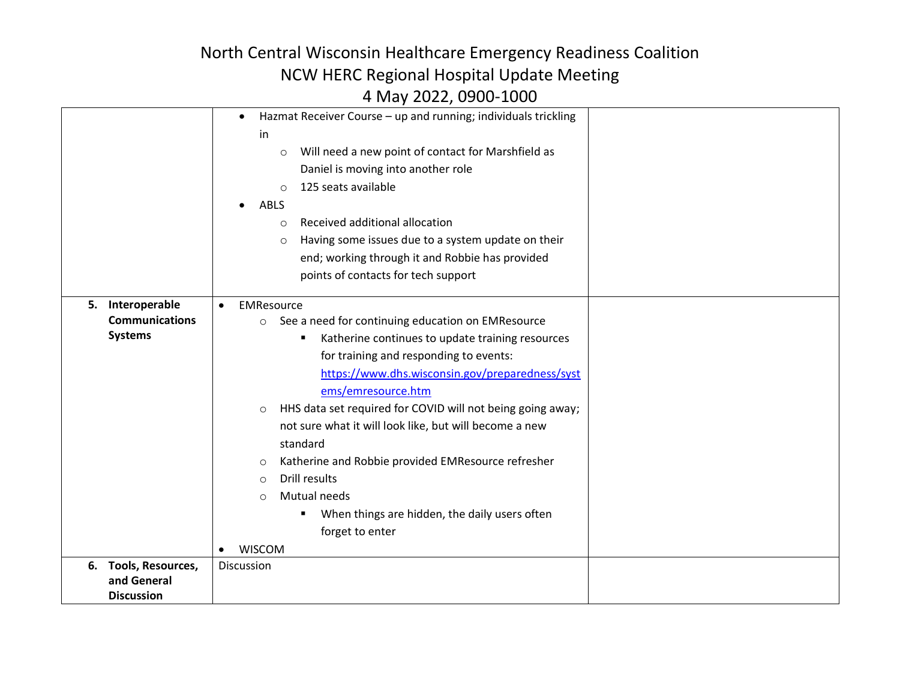| | | |
|---|---|---|
| | • Hazmat Receiver Course – up and running; individuals trickling in<br>  ○ Will need a new point of contact for Marshfield as Daniel is moving into another role<br>  ○ 125 seats available<br>• ABLS<br>  ○ Received additional allocation<br>  ○ Having some issues due to a system update on their end; working through it and Robbie has provided points of contacts for tech support | |
| **5. Interoperable Communications Systems** | • EMResource<br>  ○ See a need for continuing education on EMResource<br>    ▪ Katherine continues to update training resources for training and responding to events: [https://www.dhs.wisconsin.gov/preparedness/systems/emresource.htm](https://www.dhs.wisconsin.gov/preparedness/systems/emresource.htm)<br>  ○ HHS data set required for COVID will not being going away; not sure what it will look like, but will become a new standard<br>  ○ Katherine and Robbie provided EMResource refresher<br>  ○ Drill results<br>  ○ Mutual needs<br>    ▪ When things are hidden, the daily users often forget to enter<br>• WISCOM | |
| **6. Tools, Resources, and General Discussion** | Discussion | |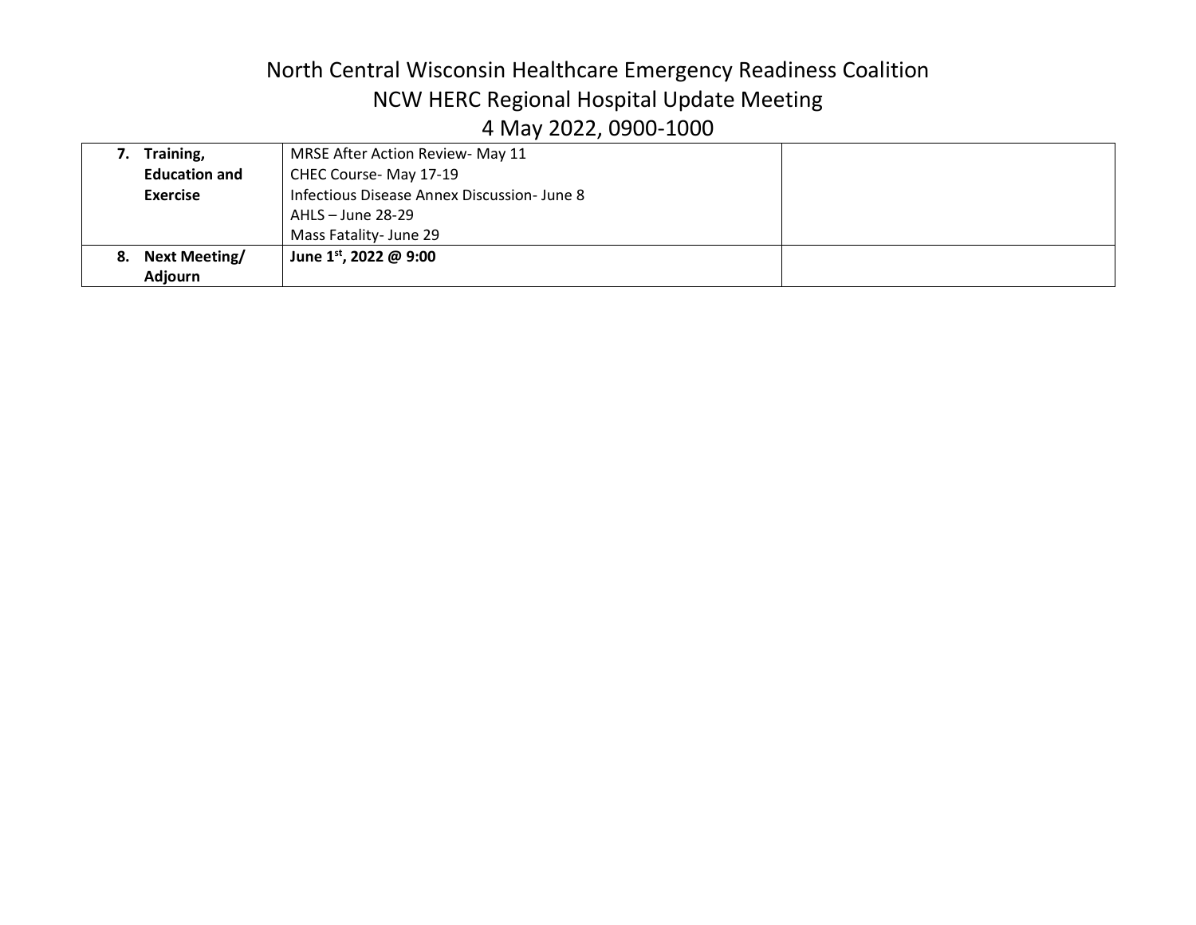North Central Wisconsin Healthcare Emergency Readiness Coalition
NCW HERC Regional Hospital Update Meeting
4 May 2022, 0900-1000

| | | |
|---|---|---|
| **7. Training, Education and Exercise** | MRSE After Action Review- May 11<br>CHEC Course- May 17-19<br>Infectious Disease Annex Discussion- June 8<br>AHLS – June 28-29<br>Mass Fatality- June 29 | |
| **8. Next Meeting/ Adjourn** | **June 1st, 2022 @ 9:00** | |